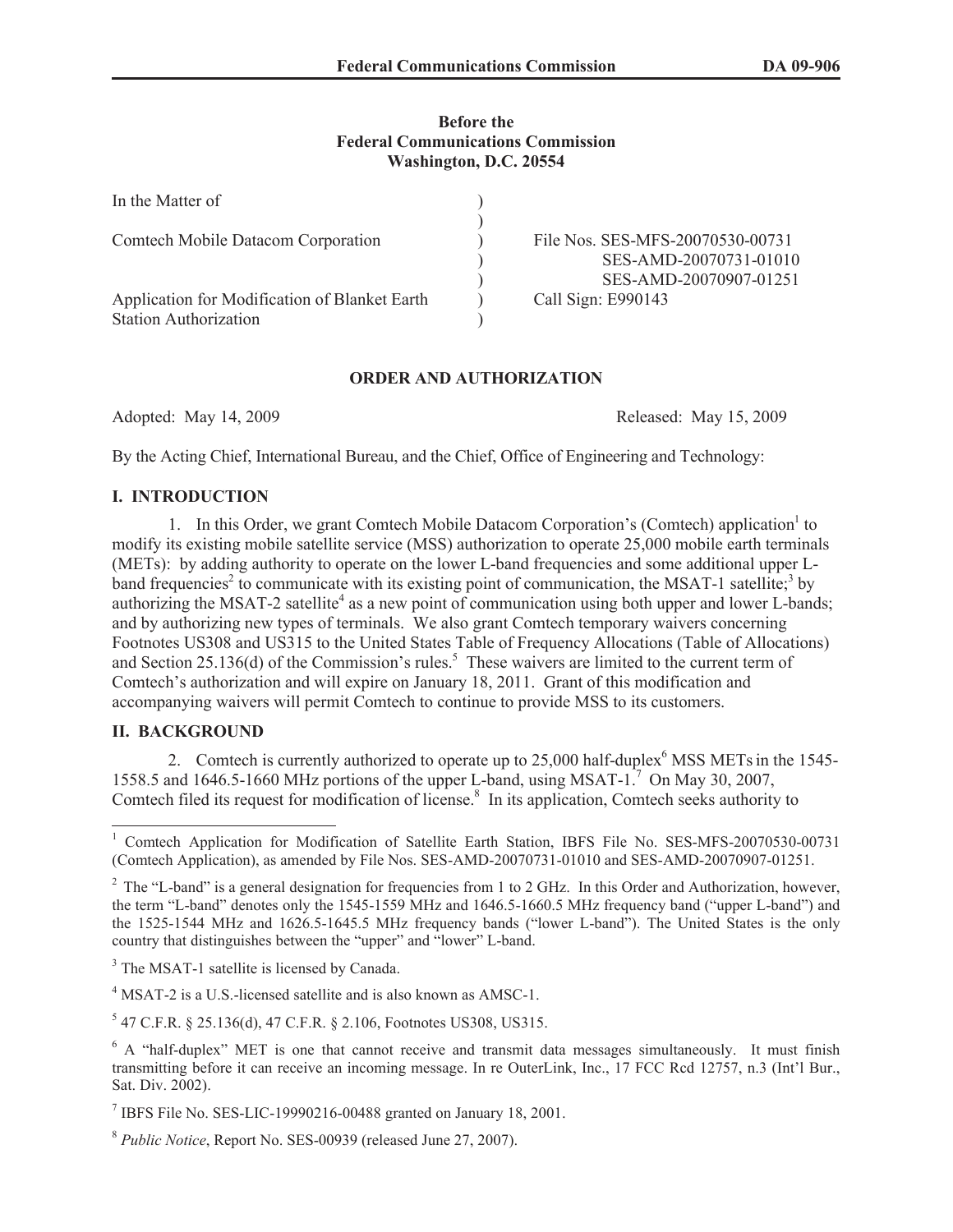Before the
Federal Communications Commission
Washington, D.C. 20554

| | | |
|---|---|---|
| In the Matter of | ) | |
| | ) | |
| Comtech Mobile Datacom Corporation | ) | File Nos. SES-MFS-20070530-00731 |
| | ) | SES-AMD-20070731-01010 |
| | ) | SES-AMD-20070907-01251 |
| Application for Modification of Blanket Earth Station Authorization | ) | Call Sign: E990143 |
| | ) | |

## ORDER AND AUTHORIZATION

Adopted: May 14, 2009 Released: May 15, 2009

By the Acting Chief, International Bureau, and the Chief, Office of Engineering and Technology:

## I. INTRODUCTION

1. In this Order, we grant Comtech Mobile Datacom Corporation's (Comtech) application[1] to modify its existing mobile satellite service (MSS) authorization to operate 25,000 mobile earth terminals (METs): by adding authority to operate on the lower L-band frequencies and some additional upper L-band frequencies[2] to communicate with its existing point of communication, the MSAT-1 satellite;[3] by authorizing the MSAT-2 satellite[4] as a new point of communication using both upper and lower L-bands; and by authorizing new types of terminals. We also grant Comtech temporary waivers concerning Footnotes US308 and US315 to the United States Table of Frequency Allocations (Table of Allocations) and Section 25.136(d) of the Commission's rules.[5] These waivers are limited to the current term of Comtech's authorization and will expire on January 18, 2011. Grant of this modification and accompanying waivers will permit Comtech to continue to provide MSS to its customers.

## II. BACKGROUND

2. Comtech is currently authorized to operate up to 25,000 half-duplex[6] MSS METs in the 1545-1558.5 and 1646.5-1660 MHz portions of the upper L-band, using MSAT-1.[7] On May 30, 2007, Comtech filed its request for modification of license.[8] In its application, Comtech seeks authority to

---

[1] Comtech Application for Modification of Satellite Earth Station, IBFS File No. SES-MFS-20070530-00731 (Comtech Application), as amended by File Nos. SES-AMD-20070731-01010 and SES-AMD-20070907-01251.

[2] The "L-band" is a general designation for frequencies from 1 to 2 GHz. In this Order and Authorization, however, the term "L-band" denotes only the 1545-1559 MHz and 1646.5-1660.5 MHz frequency band ("upper L-band") and the 1525-1544 MHz and 1626.5-1645.5 MHz frequency bands ("lower L-band"). The United States is the only country that distinguishes between the "upper" and "lower" L-band.

[3] The MSAT-1 satellite is licensed by Canada.

[4] MSAT-2 is a U.S.-licensed satellite and is also known as AMSC-1.

[5] 47 C.F.R. § 25.136(d), 47 C.F.R. § 2.106, Footnotes US308, US315.

[6] A "half-duplex" MET is one that cannot receive and transmit data messages simultaneously. It must finish transmitting before it can receive an incoming message. In re OuterLink, Inc., 17 FCC Rcd 12757, n.3 (Int'l Bur., Sat. Div. 2002).

[7] IBFS File No. SES-LIC-19990216-00488 granted on January 18, 2001.

[8] *Public Notice*, Report No. SES-00939 (released June 27, 2007).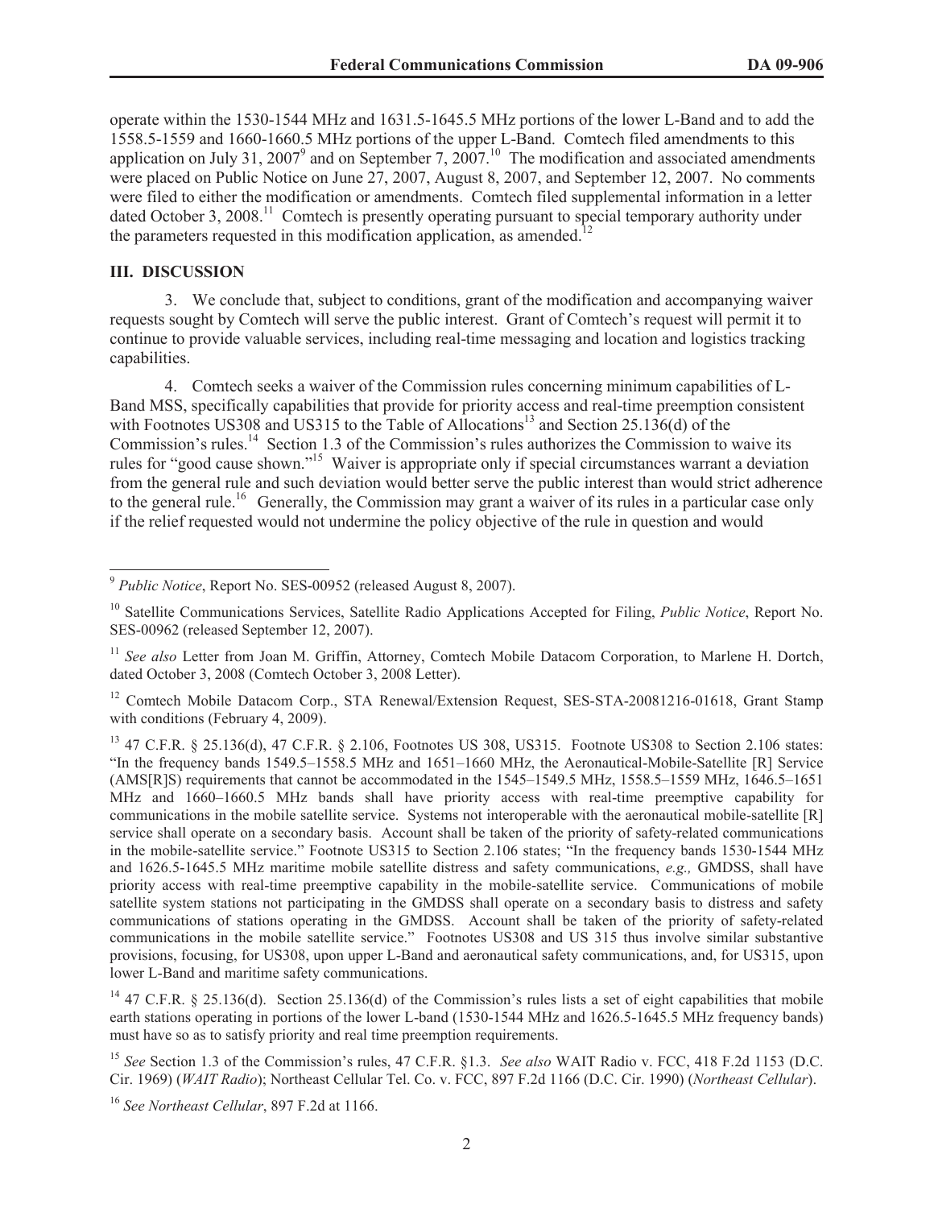operate within the 1530-1544 MHz and 1631.5-1645.5 MHz portions of the lower L-Band and to add the 1558.5-1559 and 1660-1660.5 MHz portions of the upper L-Band. Comtech filed amendments to this application on July 31, 2007[9] and on September 7, 2007.[10] The modification and associated amendments were placed on Public Notice on June 27, 2007, August 8, 2007, and September 12, 2007. No comments were filed to either the modification or amendments. Comtech filed supplemental information in a letter dated October 3, 2008.[11] Comtech is presently operating pursuant to special temporary authority under the parameters requested in this modification application, as amended.[12]

## III. DISCUSSION

3. We conclude that, subject to conditions, grant of the modification and accompanying waiver requests sought by Comtech will serve the public interest. Grant of Comtech's request will permit it to continue to provide valuable services, including real-time messaging and location and logistics tracking capabilities.

4. Comtech seeks a waiver of the Commission rules concerning minimum capabilities of L-Band MSS, specifically capabilities that provide for priority access and real-time preemption consistent with Footnotes US308 and US315 to the Table of Allocations[13] and Section 25.136(d) of the Commission's rules.[14] Section 1.3 of the Commission's rules authorizes the Commission to waive its rules for "good cause shown."[15] Waiver is appropriate only if special circumstances warrant a deviation from the general rule and such deviation would better serve the public interest than would strict adherence to the general rule.[16] Generally, the Commission may grant a waiver of its rules in a particular case only if the relief requested would not undermine the policy objective of the rule in question and would

---

[9] *Public Notice*, Report No. SES-00952 (released August 8, 2007).

[10] Satellite Communications Services, Satellite Radio Applications Accepted for Filing, *Public Notice*, Report No. SES-00962 (released September 12, 2007).

[11] *See also* Letter from Joan M. Griffin, Attorney, Comtech Mobile Datacom Corporation, to Marlene H. Dortch, dated October 3, 2008 (Comtech October 3, 2008 Letter).

[12] Comtech Mobile Datacom Corp., STA Renewal/Extension Request, SES-STA-20081216-01618, Grant Stamp with conditions (February 4, 2009).

[13] 47 C.F.R. § 25.136(d), 47 C.F.R. § 2.106, Footnotes US 308, US315. Footnote US308 to Section 2.106 states: "In the frequency bands 1549.5–1558.5 MHz and 1651–1660 MHz, the Aeronautical-Mobile-Satellite [R] Service (AMS[R]S) requirements that cannot be accommodated in the 1545–1549.5 MHz, 1558.5–1559 MHz, 1646.5–1651 MHz and 1660–1660.5 MHz bands shall have priority access with real-time preemptive capability for communications in the mobile satellite service. Systems not interoperable with the aeronautical mobile-satellite [R] service shall operate on a secondary basis. Account shall be taken of the priority of safety-related communications in the mobile-satellite service." Footnote US315 to Section 2.106 states; "In the frequency bands 1530-1544 MHz and 1626.5-1645.5 MHz maritime mobile satellite distress and safety communications, *e.g.,* GMDSS, shall have priority access with real-time preemptive capability in the mobile-satellite service. Communications of mobile satellite system stations not participating in the GMDSS shall operate on a secondary basis to distress and safety communications of stations operating in the GMDSS. Account shall be taken of the priority of safety-related communications in the mobile satellite service." Footnotes US308 and US 315 thus involve similar substantive provisions, focusing, for US308, upon upper L-Band and aeronautical safety communications, and, for US315, upon lower L-Band and maritime safety communications.

[14] 47 C.F.R. § 25.136(d). Section 25.136(d) of the Commission's rules lists a set of eight capabilities that mobile earth stations operating in portions of the lower L-band (1530-1544 MHz and 1626.5-1645.5 MHz frequency bands) must have so as to satisfy priority and real time preemption requirements.

[15] *See* Section 1.3 of the Commission's rules, 47 C.F.R. §1.3. *See also* WAIT Radio v. FCC, 418 F.2d 1153 (D.C. Cir. 1969) (*WAIT Radio*); Northeast Cellular Tel. Co. v. FCC, 897 F.2d 1166 (D.C. Cir. 1990) (*Northeast Cellular*).

[16] *See Northeast Cellular*, 897 F.2d at 1166.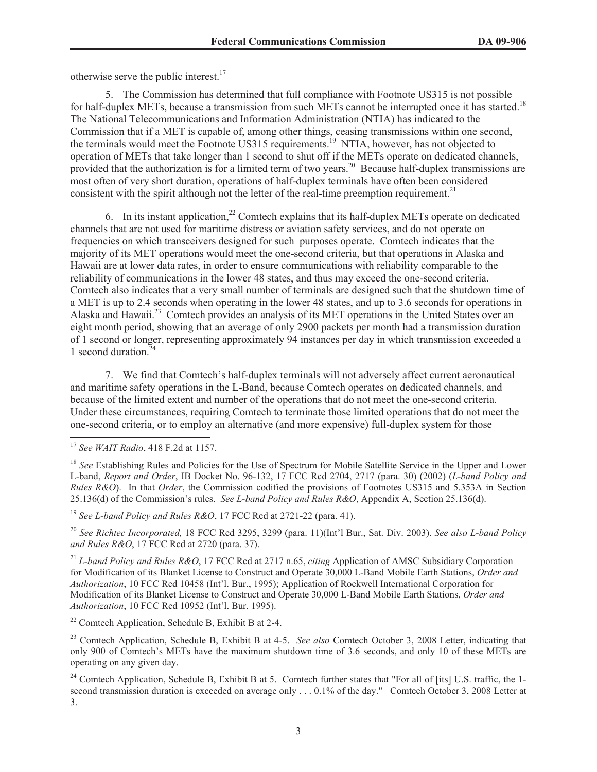otherwise serve the public interest.[17]

5. The Commission has determined that full compliance with Footnote US315 is not possible for half-duplex METs, because a transmission from such METs cannot be interrupted once it has started.[18] The National Telecommunications and Information Administration (NTIA) has indicated to the Commission that if a MET is capable of, among other things, ceasing transmissions within one second, the terminals would meet the Footnote US315 requirements.[19] NTIA, however, has not objected to operation of METs that take longer than 1 second to shut off if the METs operate on dedicated channels, provided that the authorization is for a limited term of two years.[20] Because half-duplex transmissions are most often of very short duration, operations of half-duplex terminals have often been considered consistent with the spirit although not the letter of the real-time preemption requirement.[21]

6. In its instant application,[22] Comtech explains that its half-duplex METs operate on dedicated channels that are not used for maritime distress or aviation safety services, and do not operate on frequencies on which transceivers designed for such purposes operate. Comtech indicates that the majority of its MET operations would meet the one-second criteria, but that operations in Alaska and Hawaii are at lower data rates, in order to ensure communications with reliability comparable to the reliability of communications in the lower 48 states, and thus may exceed the one-second criteria. Comtech also indicates that a very small number of terminals are designed such that the shutdown time of a MET is up to 2.4 seconds when operating in the lower 48 states, and up to 3.6 seconds for operations in Alaska and Hawaii.[23] Comtech provides an analysis of its MET operations in the United States over an eight month period, showing that an average of only 2900 packets per month had a transmission duration of 1 second or longer, representing approximately 94 instances per day in which transmission exceeded a 1 second duration.[24]

7. We find that Comtech's half-duplex terminals will not adversely affect current aeronautical and maritime safety operations in the L-Band, because Comtech operates on dedicated channels, and because of the limited extent and number of the operations that do not meet the one-second criteria. Under these circumstances, requiring Comtech to terminate those limited operations that do not meet the one-second criteria, or to employ an alternative (and more expensive) full-duplex system for those

---

[17] *See WAIT Radio*, 418 F.2d at 1157.

[18] *See* Establishing Rules and Policies for the Use of Spectrum for Mobile Satellite Service in the Upper and Lower L-band, *Report and Order*, IB Docket No. 96-132, 17 FCC Rcd 2704, 2717 (para. 30) (2002) (*L-band Policy and Rules R&O*). In that *Order*, the Commission codified the provisions of Footnotes US315 and 5.353A in Section 25.136(d) of the Commission's rules. *See L-band Policy and Rules R&O*, Appendix A, Section 25.136(d).

[19] *See L-band Policy and Rules R&O*, 17 FCC Rcd at 2721-22 (para. 41).

[20] *See Richtec Incorporated,* 18 FCC Rcd 3295, 3299 (para. 11)(Int'l Bur., Sat. Div. 2003). *See also L-band Policy and Rules R&O*, 17 FCC Rcd at 2720 (para. 37).

[21] *L-band Policy and Rules R&O*, 17 FCC Rcd at 2717 n.65, *citing* Application of AMSC Subsidiary Corporation for Modification of its Blanket License to Construct and Operate 30,000 L-Band Mobile Earth Stations, *Order and Authorization*, 10 FCC Rcd 10458 (Int'l. Bur., 1995); Application of Rockwell International Corporation for Modification of its Blanket License to Construct and Operate 30,000 L-Band Mobile Earth Stations, *Order and Authorization*, 10 FCC Rcd 10952 (Int'l. Bur. 1995).

[22] Comtech Application, Schedule B, Exhibit B at 2-4.

[23] Comtech Application, Schedule B, Exhibit B at 4-5. *See also* Comtech October 3, 2008 Letter, indicating that only 900 of Comtech's METs have the maximum shutdown time of 3.6 seconds, and only 10 of these METs are operating on any given day.

[24] Comtech Application, Schedule B, Exhibit B at 5. Comtech further states that "For all of [its] U.S. traffic, the 1-second transmission duration is exceeded on average only . . . 0.1% of the day." Comtech October 3, 2008 Letter at 3.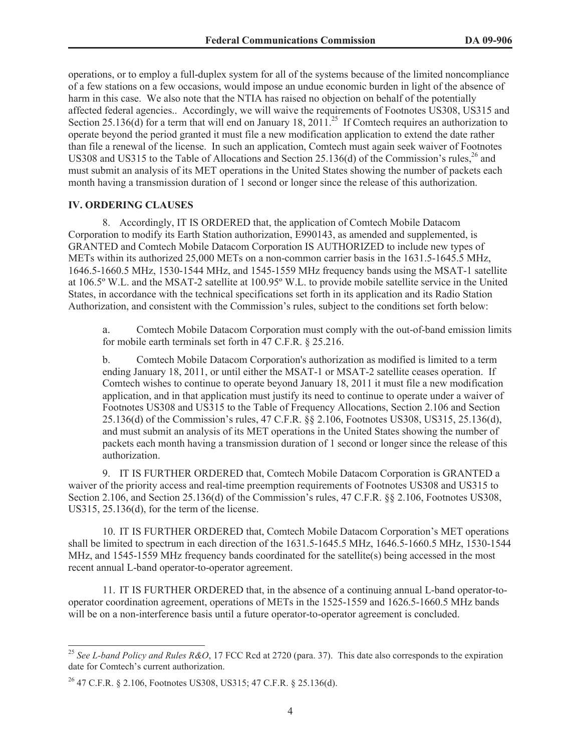operations, or to employ a full-duplex system for all of the systems because of the limited noncompliance of a few stations on a few occasions, would impose an undue economic burden in light of the absence of harm in this case. We also note that the NTIA has raised no objection on behalf of the potentially affected federal agencies.. Accordingly, we will waive the requirements of Footnotes US308, US315 and Section 25.136(d) for a term that will end on January 18, 2011.[25] If Comtech requires an authorization to operate beyond the period granted it must file a new modification application to extend the date rather than file a renewal of the license. In such an application, Comtech must again seek waiver of Footnotes US308 and US315 to the Table of Allocations and Section 25.136(d) of the Commission's rules,[26] and must submit an analysis of its MET operations in the United States showing the number of packets each month having a transmission duration of 1 second or longer since the release of this authorization.

## IV. ORDERING CLAUSES

8. Accordingly, IT IS ORDERED that, the application of Comtech Mobile Datacom Corporation to modify its Earth Station authorization, E990143, as amended and supplemented, is GRANTED and Comtech Mobile Datacom Corporation IS AUTHORIZED to include new types of METs within its authorized 25,000 METs on a non-common carrier basis in the 1631.5-1645.5 MHz, 1646.5-1660.5 MHz, 1530-1544 MHz, and 1545-1559 MHz frequency bands using the MSAT-1 satellite at 106.5º W.L. and the MSAT-2 satellite at 100.95º W.L. to provide mobile satellite service in the United States, in accordance with the technical specifications set forth in its application and its Radio Station Authorization, and consistent with the Commission's rules, subject to the conditions set forth below:

a. Comtech Mobile Datacom Corporation must comply with the out-of-band emission limits for mobile earth terminals set forth in 47 C.F.R. § 25.216.

b. Comtech Mobile Datacom Corporation's authorization as modified is limited to a term ending January 18, 2011, or until either the MSAT-1 or MSAT-2 satellite ceases operation. If Comtech wishes to continue to operate beyond January 18, 2011 it must file a new modification application, and in that application must justify its need to continue to operate under a waiver of Footnotes US308 and US315 to the Table of Frequency Allocations, Section 2.106 and Section 25.136(d) of the Commission's rules, 47 C.F.R. §§ 2.106, Footnotes US308, US315, 25.136(d), and must submit an analysis of its MET operations in the United States showing the number of packets each month having a transmission duration of 1 second or longer since the release of this authorization.

9. IT IS FURTHER ORDERED that, Comtech Mobile Datacom Corporation is GRANTED a waiver of the priority access and real-time preemption requirements of Footnotes US308 and US315 to Section 2.106, and Section 25.136(d) of the Commission's rules, 47 C.F.R. §§ 2.106, Footnotes US308, US315, 25.136(d), for the term of the license.

10. IT IS FURTHER ORDERED that, Comtech Mobile Datacom Corporation's MET operations shall be limited to spectrum in each direction of the 1631.5-1645.5 MHz, 1646.5-1660.5 MHz, 1530-1544 MHz, and 1545-1559 MHz frequency bands coordinated for the satellite(s) being accessed in the most recent annual L-band operator-to-operator agreement.

11. IT IS FURTHER ORDERED that, in the absence of a continuing annual L-band operator-to-operator coordination agreement, operations of METs in the 1525-1559 and 1626.5-1660.5 MHz bands will be on a non-interference basis until a future operator-to-operator agreement is concluded.

---

[25] *See L-band Policy and Rules R&O*, 17 FCC Rcd at 2720 (para. 37). This date also corresponds to the expiration date for Comtech's current authorization.

[26] 47 C.F.R. § 2.106, Footnotes US308, US315; 47 C.F.R. § 25.136(d).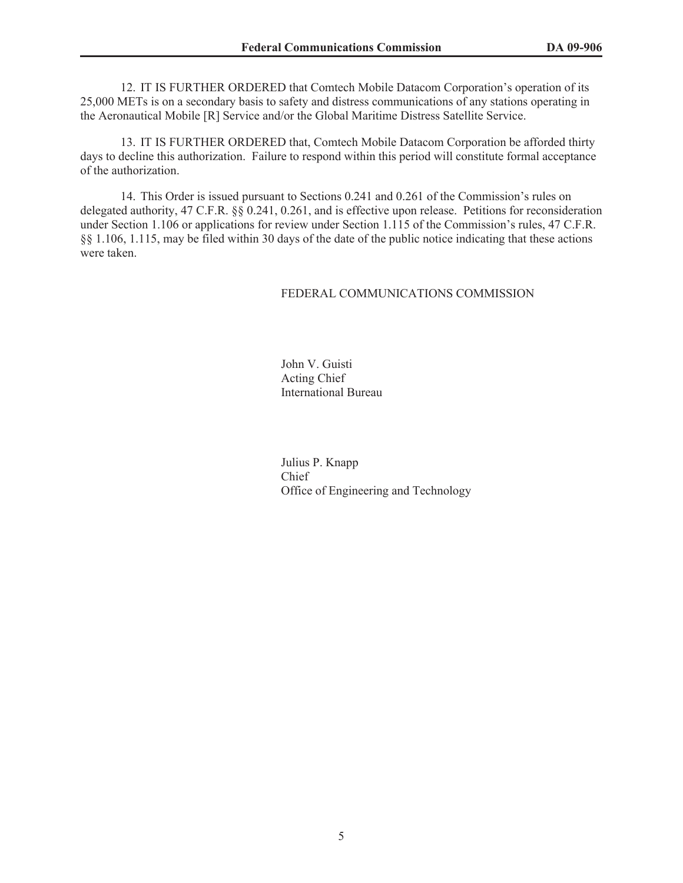12. IT IS FURTHER ORDERED that Comtech Mobile Datacom Corporation's operation of its 25,000 METs is on a secondary basis to safety and distress communications of any stations operating in the Aeronautical Mobile [R] Service and/or the Global Maritime Distress Satellite Service.

13. IT IS FURTHER ORDERED that, Comtech Mobile Datacom Corporation be afforded thirty days to decline this authorization. Failure to respond within this period will constitute formal acceptance of the authorization.

14. This Order is issued pursuant to Sections 0.241 and 0.261 of the Commission's rules on delegated authority, 47 C.F.R. §§ 0.241, 0.261, and is effective upon release. Petitions for reconsideration under Section 1.106 or applications for review under Section 1.115 of the Commission's rules, 47 C.F.R. §§ 1.106, 1.115, may be filed within 30 days of the date of the public notice indicating that these actions were taken.

FEDERAL COMMUNICATIONS COMMISSION

John V. Guisti
Acting Chief
International Bureau

Julius P. Knapp
Chief
Office of Engineering and Technology